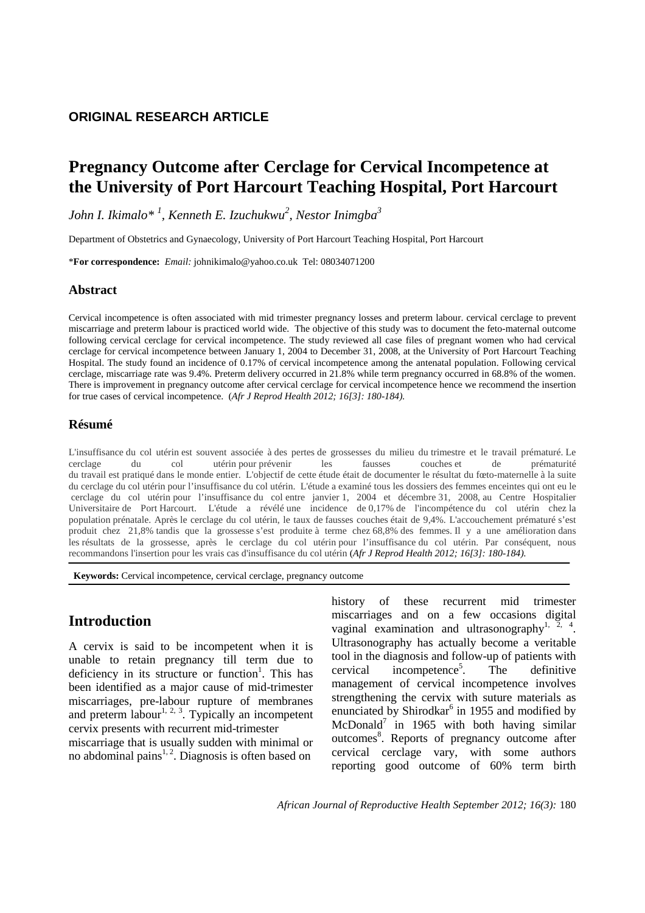**ORIGINAL RESEARCH ARTICLE**

# Pregnancy Outcome after Cerclage for Cervical Incompetence at the University of Port Harcourt Teaching Hospital, Port Harcourt

*John I. Ikimalo*[* 1], *Kenneth E. Izuchukwu*[2], *Nestor Inimgba*[3]

Department of Obstetrics and Gynaecology, University of Port Harcourt Teaching Hospital, Port Harcourt

***For correspondence:** *Email:* johnikimalo@yahoo.co.uk Tel: 08034071200

## Abstract

Cervical incompetence is often associated with mid trimester pregnancy losses and preterm labour. cervical cerclage to prevent miscarriage and preterm labour is practiced world wide. The objective of this study was to document the feto-maternal outcome following cervical cerclage for cervical incompetence. The study reviewed all case files of pregnant women who had cervical cerclage for cervical incompetence between January 1, 2004 to December 31, 2008, at the University of Port Harcourt Teaching Hospital. The study found an incidence of 0.17% of cervical incompetence among the antenatal population. Following cervical cerclage, miscarriage rate was 9.4%. Preterm delivery occurred in 21.8% while term pregnancy occurred in 68.8% of the women. There is improvement in pregnancy outcome after cervical cerclage for cervical incompetence hence we recommend the insertion for true cases of cervical incompetence. (*Afr J Reprod Health 2012; 16[3]: 180-184).*

## Résumé

L'insuffisance du col utérin est souvent associée à des pertes de grossesses du milieu du trimestre et le travail prématuré. Le cerclage du col utérin pour prévenir les fausses couches et de prématurité du travail est pratiqué dans le monde entier. L'objectif de cette étude était de documenter le résultat du fœto-maternelle à la suite du cerclage du col utérin pour l'insuffisance du col utérin. L'étude a examiné tous les dossiers des femmes enceintes qui ont eu le cerclage du col utérin pour l'insuffisance du col entre janvier 1, 2004 et décembre 31, 2008, au Centre Hospitalier Universitaire de Port Harcourt. L'étude a révélé une incidence de 0,17% de l'incompétence du col utérin chez la population prénatale. Après le cerclage du col utérin, le taux de fausses couches était de 9,4%. L'accouchement prématuré s'est produit chez 21,8% tandis que la grossesse s'est produite à terme chez 68,8% des femmes. Il y a une amélioration dans les résultats de la grossesse, après le cerclage du col utérin pour l'insuffisance du col utérin. Par conséquent, nous recommandons l'insertion pour les vrais cas d'insuffisance du col utérin (*Afr J Reprod Health 2012; 16[3]: 180-184).*

**Keywords:** Cervical incompetence, cervical cerclage, pregnancy outcome

## Introduction

A cervix is said to be incompetent when it is unable to retain pregnancy till term due to deficiency in its structure or function[1]. This has been identified as a major cause of mid-trimester miscarriages, pre-labour rupture of membranes and preterm labour[1, 2, 3]. Typically an incompetent cervix presents with recurrent mid-trimester miscarriage that is usually sudden with minimal or no abdominal pains[1, 2]. Diagnosis is often based on history of these recurrent mid trimester miscarriages and on a few occasions digital vaginal examination and ultrasonography[1, 2, 4]. Ultrasonography has actually become a veritable tool in the diagnosis and follow-up of patients with cervical incompetence[5]. The definitive management of cervical incompetence involves strengthening the cervix with suture materials as enunciated by Shirodkar[6] in 1955 and modified by McDonald[7] in 1965 with both having similar outcomes[8]. Reports of pregnancy outcome after cervical cerclage vary, with some authors reporting good outcome of 60% term birth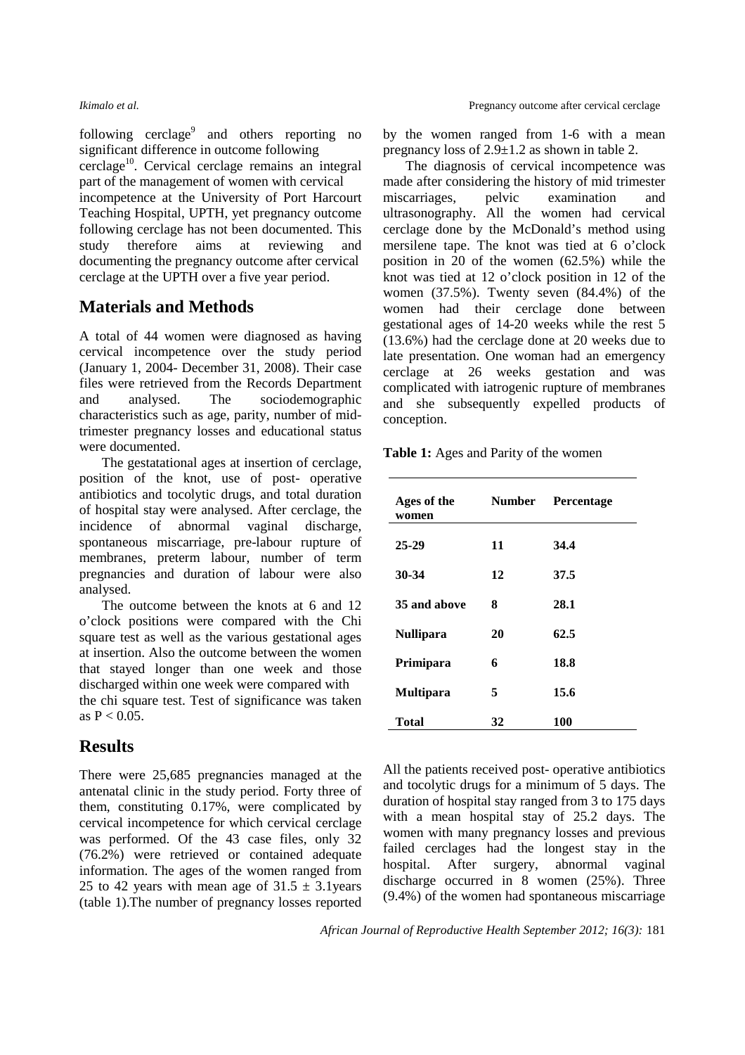following cerclage[9] and others reporting no significant difference in outcome following cerclage[10]. Cervical cerclage remains an integral part of the management of women with cervical incompetence at the University of Port Harcourt Teaching Hospital, UPTH, yet pregnancy outcome following cerclage has not been documented. This study therefore aims at reviewing and documenting the pregnancy outcome after cervical cerclage at the UPTH over a five year period.

## Materials and Methods

A total of 44 women were diagnosed as having cervical incompetence over the study period (January 1, 2004- December 31, 2008). Their case files were retrieved from the Records Department and analysed. The sociodemographic characteristics such as age, parity, number of mid-trimester pregnancy losses and educational status were documented.

The gestatational ages at insertion of cerclage, position of the knot, use of post- operative antibiotics and tocolytic drugs, and total duration of hospital stay were analysed. After cerclage, the incidence of abnormal vaginal discharge, spontaneous miscarriage, pre-labour rupture of membranes, preterm labour, number of term pregnancies and duration of labour were also analysed.

The outcome between the knots at 6 and 12 o'clock positions were compared with the Chi square test as well as the various gestational ages at insertion. Also the outcome between the women that stayed longer than one week and those discharged within one week were compared with the chi square test. Test of significance was taken as $P < 0.05$.

## Results

There were 25,685 pregnancies managed at the antenatal clinic in the study period. Forty three of them, constituting 0.17%, were complicated by cervical incompetence for which cervical cerclage was performed. Of the 43 case files, only 32 (76.2%) were retrieved or contained adequate information. The ages of the women ranged from 25 to 42 years with mean age of $31.5 \pm 3.1$years (table 1).The number of pregnancy losses reported by the women ranged from 1-6 with a mean pregnancy loss of $2.9 \pm 1.2$ as shown in table 2.

The diagnosis of cervical incompetence was made after considering the history of mid trimester miscarriages, pelvic examination and ultrasonography. All the women had cervical cerclage done by the McDonald's method using mersilene tape. The knot was tied at 6 o'clock position in 20 of the women (62.5%) while the knot was tied at 12 o'clock position in 12 of the women (37.5%). Twenty seven (84.4%) of the women had their cerclage done between gestational ages of 14-20 weeks while the rest 5 (13.6%) had the cerclage done at 20 weeks due to late presentation. One woman had an emergency cerclage at 26 weeks gestation and was complicated with iatrogenic rupture of membranes and she subsequently expelled products of conception.

**Table 1:** Ages and Parity of the women

| Ages of the women | Number | Percentage |
|---|---|---|
| **25-29** | **11** | **34.4** |
| **30-34** | **12** | **37.5** |
| **35 and above** | **8** | **28.1** |
| **Nullipara** | **20** | **62.5** |
| **Primipara** | **6** | **18.8** |
| **Multipara** | **5** | **15.6** |
| **Total** | **32** | **100** |

All the patients received post- operative antibiotics and tocolytic drugs for a minimum of 5 days. The duration of hospital stay ranged from 3 to 175 days with a mean hospital stay of 25.2 days. The women with many pregnancy losses and previous failed cerclages had the longest stay in the hospital. After surgery, abnormal vaginal discharge occurred in 8 women (25%). Three (9.4%) of the women had spontaneous miscarriage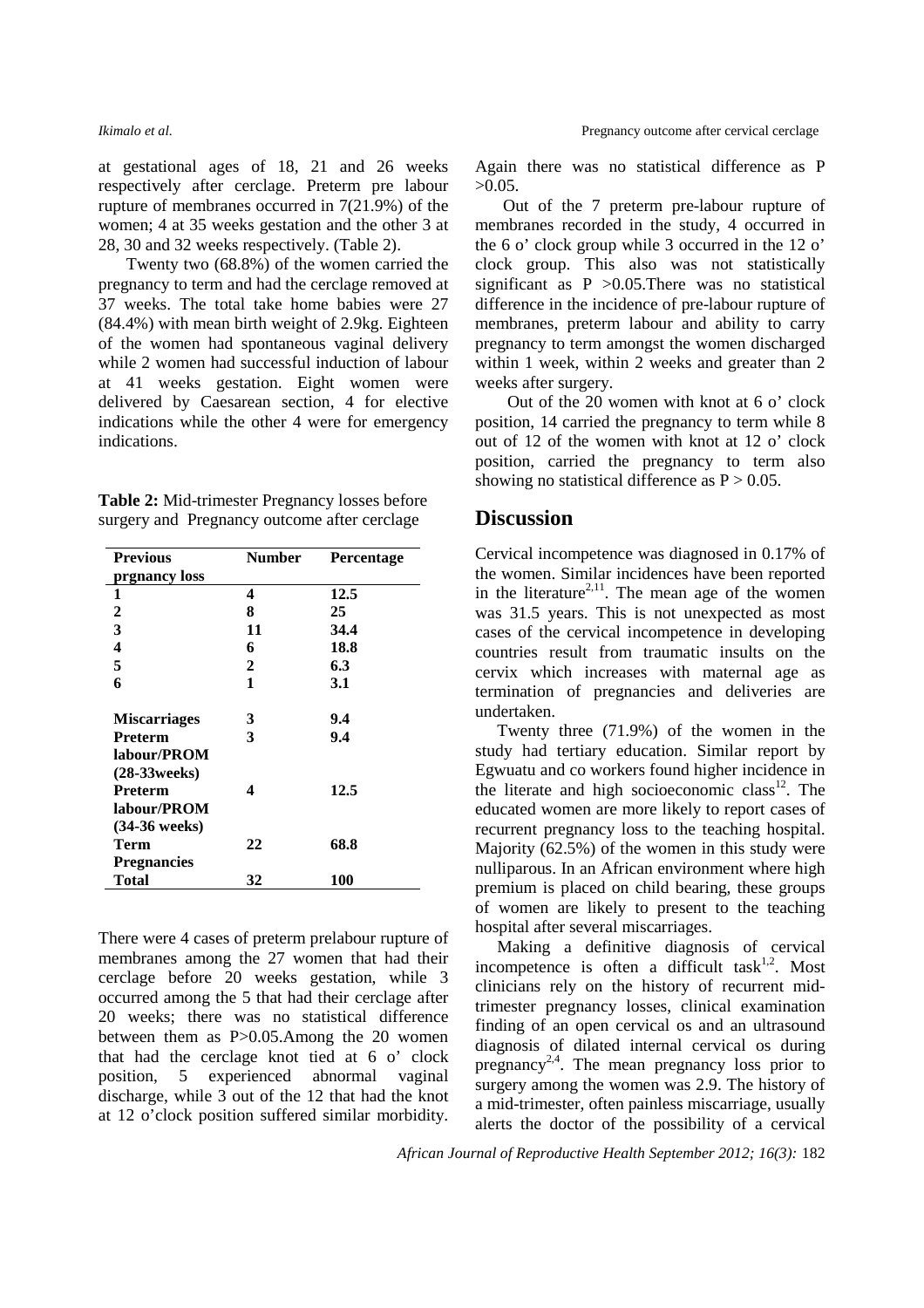at gestational ages of 18, 21 and 26 weeks respectively after cerclage. Preterm pre labour rupture of membranes occurred in 7(21.9%) of the women; 4 at 35 weeks gestation and the other 3 at 28, 30 and 32 weeks respectively. (Table 2).

Twenty two (68.8%) of the women carried the pregnancy to term and had the cerclage removed at 37 weeks. The total take home babies were 27 (84.4%) with mean birth weight of 2.9kg. Eighteen of the women had spontaneous vaginal delivery while 2 women had successful induction of labour at 41 weeks gestation. Eight women were delivered by Caesarean section, 4 for elective indications while the other 4 were for emergency indications.

**Table 2:** Mid-trimester Pregnancy losses before surgery and Pregnancy outcome after cerclage

| Previous prgnancy loss | Number | Percentage |
|---|---|---|
| **1** | **4** | **12.5** |
| **2** | **8** | **25** |
| **3** | **11** | **34.4** |
| **4** | **6** | **18.8** |
| **5** | **2** | **6.3** |
| **6** | **1** | **3.1** |
| **Miscarriages** | **3** | **9.4** |
| **Preterm labour/PROM (28-33weeks)** | **3** | **9.4** |
| **Preterm labour/PROM (34-36 weeks)** | **4** | **12.5** |
| **Term Pregnancies** | **22** | **68.8** |
| **Total** | **32** | **100** |

There were 4 cases of preterm prelabour rupture of membranes among the 27 women that had their cerclage before 20 weeks gestation, while 3 occurred among the 5 that had their cerclage after 20 weeks; there was no statistical difference between them as P>0.05.Among the 20 women that had the cerclage knot tied at 6 o' clock position, 5 experienced abnormal vaginal discharge, while 3 out of the 12 that had the knot at 12 o'clock position suffered similar morbidity. Again there was no statistical difference as P >0.05.

Out of the 7 preterm pre-labour rupture of membranes recorded in the study, 4 occurred in the 6 o' clock group while 3 occurred in the 12 o' clock group. This also was not statistically significant as P >0.05.There was no statistical difference in the incidence of pre-labour rupture of membranes, preterm labour and ability to carry pregnancy to term amongst the women discharged within 1 week, within 2 weeks and greater than 2 weeks after surgery.

Out of the 20 women with knot at 6 o' clock position, 14 carried the pregnancy to term while 8 out of 12 of the women with knot at 12 o' clock position, carried the pregnancy to term also showing no statistical difference as P > 0.05.

## Discussion

Cervical incompetence was diagnosed in 0.17% of the women. Similar incidences have been reported in the literature[2,11]. The mean age of the women was 31.5 years. This is not unexpected as most cases of the cervical incompetence in developing countries result from traumatic insults on the cervix which increases with maternal age as termination of pregnancies and deliveries are undertaken.

Twenty three (71.9%) of the women in the study had tertiary education. Similar report by Egwuatu and co workers found higher incidence in the literate and high socioeconomic class[12]. The educated women are more likely to report cases of recurrent pregnancy loss to the teaching hospital. Majority (62.5%) of the women in this study were nulliparous. In an African environment where high premium is placed on child bearing, these groups of women are likely to present to the teaching hospital after several miscarriages.

Making a definitive diagnosis of cervical incompetence is often a difficult task[1,2]. Most clinicians rely on the history of recurrent mid-trimester pregnancy losses, clinical examination finding of an open cervical os and an ultrasound diagnosis of dilated internal cervical os during pregnancy[2,4]. The mean pregnancy loss prior to surgery among the women was 2.9. The history of a mid-trimester, often painless miscarriage, usually alerts the doctor of the possibility of a cervical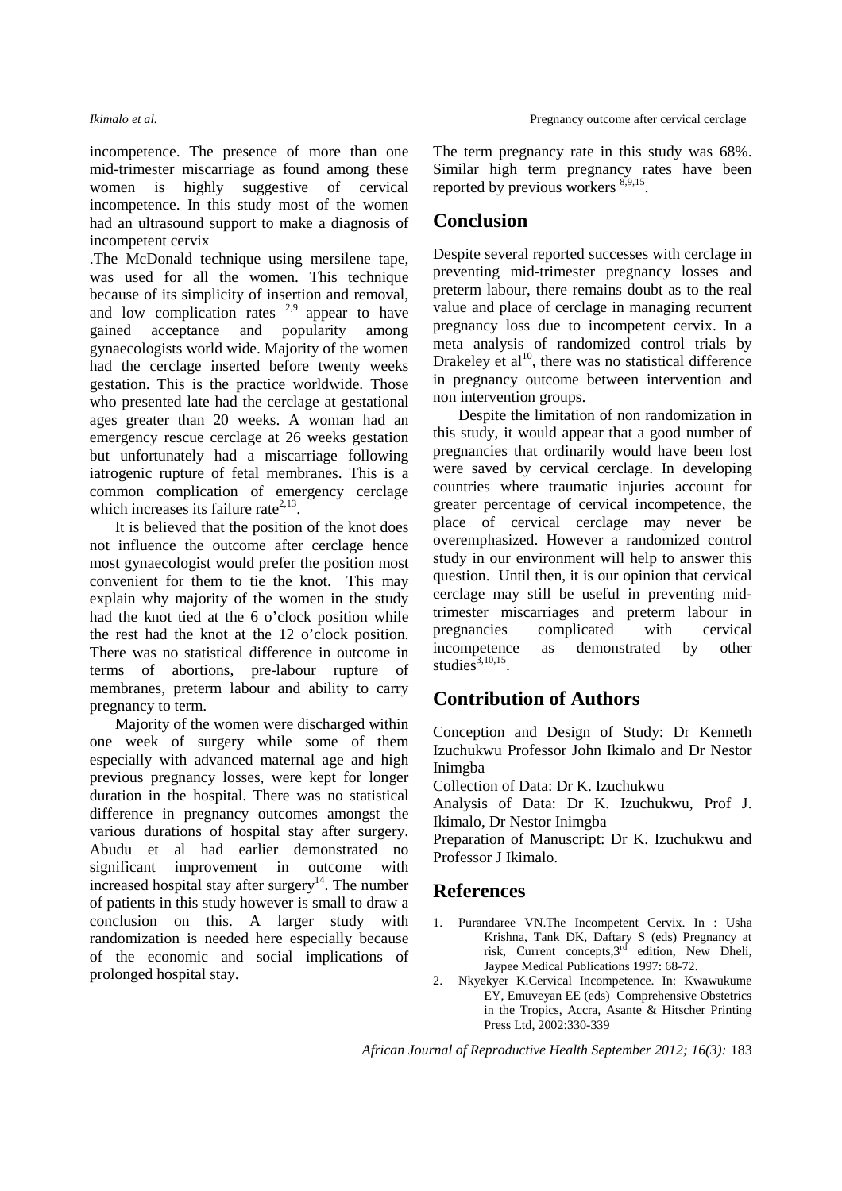incompetence. The presence of more than one mid-trimester miscarriage as found among these women is highly suggestive of cervical incompetence. In this study most of the women had an ultrasound support to make a diagnosis of incompetent cervix

.The McDonald technique using mersilene tape, was used for all the women. This technique because of its simplicity of insertion and removal, and low complication rates [2,9] appear to have gained acceptance and popularity among gynaecologists world wide. Majority of the women had the cerclage inserted before twenty weeks gestation. This is the practice worldwide. Those who presented late had the cerclage at gestational ages greater than 20 weeks. A woman had an emergency rescue cerclage at 26 weeks gestation but unfortunately had a miscarriage following iatrogenic rupture of fetal membranes. This is a common complication of emergency cerclage which increases its failure rate[2,13].

It is believed that the position of the knot does not influence the outcome after cerclage hence most gynaecologist would prefer the position most convenient for them to tie the knot. This may explain why majority of the women in the study had the knot tied at the 6 o'clock position while the rest had the knot at the 12 o'clock position. There was no statistical difference in outcome in terms of abortions, pre-labour rupture of membranes, preterm labour and ability to carry pregnancy to term.

Majority of the women were discharged within one week of surgery while some of them especially with advanced maternal age and high previous pregnancy losses, were kept for longer duration in the hospital. There was no statistical difference in pregnancy outcomes amongst the various durations of hospital stay after surgery. Abudu et al had earlier demonstrated no significant improvement in outcome with increased hospital stay after surgery[14]. The number of patients in this study however is small to draw a conclusion on this. A larger study with randomization is needed here especially because of the economic and social implications of prolonged hospital stay.

The term pregnancy rate in this study was 68%. Similar high term pregnancy rates have been reported by previous workers [8,9,15].

## Conclusion

Despite several reported successes with cerclage in preventing mid-trimester pregnancy losses and preterm labour, there remains doubt as to the real value and place of cerclage in managing recurrent pregnancy loss due to incompetent cervix. In a meta analysis of randomized control trials by Drakeley et al[10], there was no statistical difference in pregnancy outcome between intervention and non intervention groups.

Despite the limitation of non randomization in this study, it would appear that a good number of pregnancies that ordinarily would have been lost were saved by cervical cerclage. In developing countries where traumatic injuries account for greater percentage of cervical incompetence, the place of cervical cerclage may never be overemphasized. However a randomized control study in our environment will help to answer this question. Until then, it is our opinion that cervical cerclage may still be useful in preventing mid-trimester miscarriages and preterm labour in pregnancies complicated with cervical incompetence as demonstrated by other studies[3,10,15].

## Contribution of Authors

Conception and Design of Study: Dr Kenneth Izuchukwu Professor John Ikimalo and Dr Nestor Inimgba

Collection of Data: Dr K. Izuchukwu

Analysis of Data: Dr K. Izuchukwu, Prof J. Ikimalo, Dr Nestor Inimgba

Preparation of Manuscript: Dr K. Izuchukwu and Professor J Ikimalo.

## References

1. Purandaree VN.The Incompetent Cervix. In : Usha Krishna, Tank DK, Daftary S (eds) Pregnancy at risk, Current concepts,3rd edition, New Dheli, Jaypee Medical Publications 1997: 68-72.
2. Nkyekyer K.Cervical Incompetence. In: Kwawukume EY, Emuveyan EE (eds) Comprehensive Obstetrics in the Tropics, Accra, Asante & Hitscher Printing Press Ltd, 2002:330-339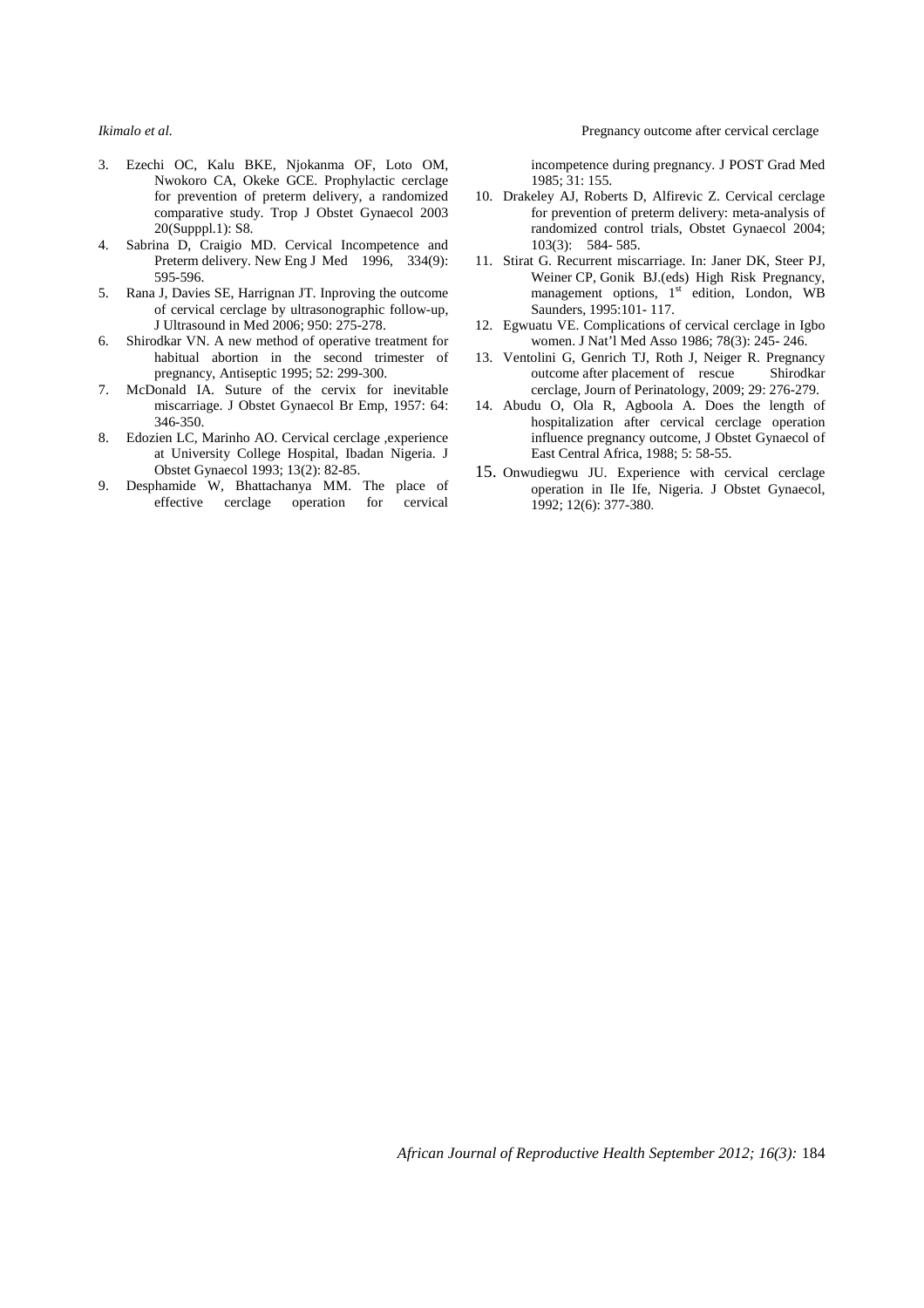3. Ezechi OC, Kalu BKE, Njokanma OF, Loto OM, Nwokoro CA, Okeke GCE. Prophylactic cerclage for prevention of preterm delivery, a randomized comparative study. Trop J Obstet Gynaecol 2003 20(Supppl.1): S8.
4. Sabrina D, Craigio MD. Cervical Incompetence and Preterm delivery. New Eng J Med 1996, 334(9): 595-596.
5. Rana J, Davies SE, Harrignan JT. Inproving the outcome of cervical cerclage by ultrasonographic follow-up, J Ultrasound in Med 2006; 950: 275-278.
6. Shirodkar VN. A new method of operative treatment for habitual abortion in the second trimester of pregnancy, Antiseptic 1995; 52: 299-300.
7. McDonald IA. Suture of the cervix for inevitable miscarriage. J Obstet Gynaecol Br Emp, 1957: 64: 346-350.
8. Edozien LC, Marinho AO. Cervical cerclage ,experience at University College Hospital, Ibadan Nigeria. J Obstet Gynaecol 1993; 13(2): 82-85.
9. Desphamide W, Bhattachanya MM. The place of effective cerclage operation for cervical incompetence during pregnancy. J POST Grad Med 1985; 31: 155.
10. Drakeley AJ, Roberts D, Alfirevic Z. Cervical cerclage for prevention of preterm delivery: meta-analysis of randomized control trials, Obstet Gynaecol 2004; 103(3): 584- 585.
11. Stirat G. Recurrent miscarriage. In: Janer DK, Steer PJ, Weiner CP, Gonik BJ.(eds) High Risk Pregnancy, management options, 1st edition, London, WB Saunders, 1995:101- 117.
12. Egwuatu VE. Complications of cervical cerclage in Igbo women. J Nat'l Med Asso 1986; 78(3): 245- 246.
13. Ventolini G, Genrich TJ, Roth J, Neiger R. Pregnancy outcome after placement of rescue Shirodkar cerclage, Journ of Perinatology, 2009; 29: 276-279.
14. Abudu O, Ola R, Agboola A. Does the length of hospitalization after cervical cerclage operation influence pregnancy outcome, J Obstet Gynaecol of East Central Africa, 1988; 5: 58-55.
15. Onwudiegwu JU. Experience with cervical cerclage operation in Ile Ife, Nigeria. J Obstet Gynaecol, 1992; 12(6): 377-380.